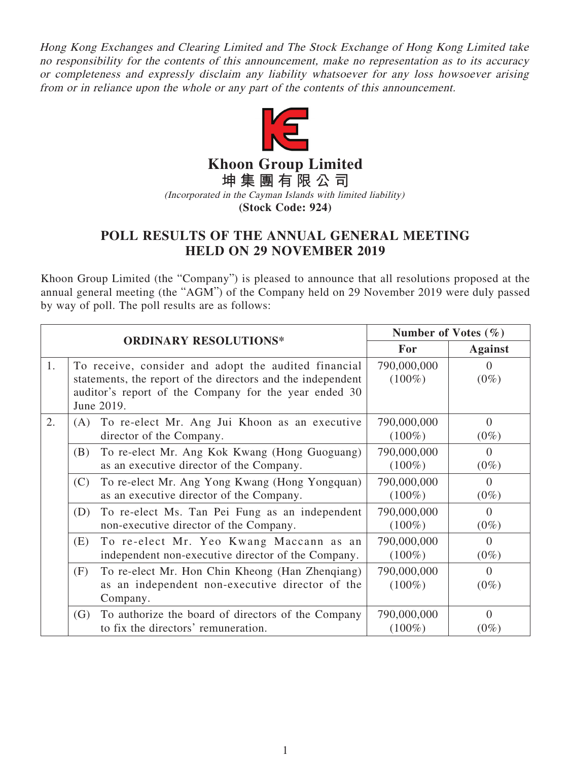*Hong Kong Exchanges and Clearing Limited and The Stock Exchange of Hong Kong Limited take no responsibility for the contents of this announcement, make no representation as to its accuracy or completeness and expressly disclaim any liability whatsoever for any loss howsoever arising from or in reliance upon the whole or any part of the contents of this announcement.*

# Khoon Group Limited

**坤集團有限公司**

*(Incorporated in the Cayman Islands with limited liability)*

**(Stock Code: 924)**

## POLL RESULTS OF THE ANNUAL GENERAL MEETING HELD ON 29 NOVEMBER 2019

Khoon Group Limited (the "Company") is pleased to announce that all resolutions proposed at the annual general meeting (the "AGM") of the Company held on 29 November 2019 were duly passed by way of poll. The poll results are as follows:

| ORDINARY RESOLUTIONS* | | Number of Votes (%) | |
|---|---|---|---|
| | | **For** | **Against** |
| 1. | To receive, consider and adopt the audited financial statements, the report of the directors and the independent auditor's report of the Company for the year ended 30 June 2019. | 790,000,000 (100%) | 0 (0%) |
| 2. | (A) To re-elect Mr. Ang Jui Khoon as an executive director of the Company. | 790,000,000 (100%) | 0 (0%) |
| | (B) To re-elect Mr. Ang Kok Kwang (Hong Guoguang) as an executive director of the Company. | 790,000,000 (100%) | 0 (0%) |
| | (C) To re-elect Mr. Ang Yong Kwang (Hong Yongquan) as an executive director of the Company. | 790,000,000 (100%) | 0 (0%) |
| | (D) To re-elect Ms. Tan Pei Fung as an independent non-executive director of the Company. | 790,000,000 (100%) | 0 (0%) |
| | (E) To re-elect Mr. Yeo Kwang Maccann as an independent non-executive director of the Company. | 790,000,000 (100%) | 0 (0%) |
| | (F) To re-elect Mr. Hon Chin Kheong (Han Zhenqiang) as an independent non-executive director of the Company. | 790,000,000 (100%) | 0 (0%) |
| | (G) To authorize the board of directors of the Company to fix the directors' remuneration. | 790,000,000 (100%) | 0 (0%) |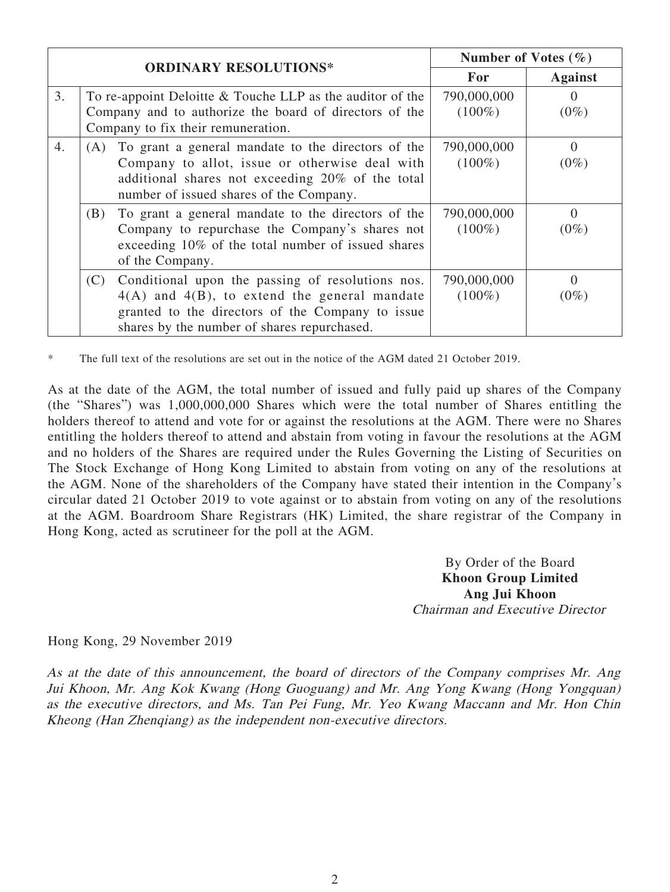| ORDINARY RESOLUTIONS* | | Number of Votes (%) | |
|---|---|---|---|
| | | For | Against |
| 3. | To re-appoint Deloitte & Touche LLP as the auditor of the Company and to authorize the board of directors of the Company to fix their remuneration. | 790,000,000 (100%) | 0 (0%) |
| 4. | (A) To grant a general mandate to the directors of the Company to allot, issue or otherwise deal with additional shares not exceeding 20% of the total number of issued shares of the Company. | 790,000,000 (100%) | 0 (0%) |
| | (B) To grant a general mandate to the directors of the Company to repurchase the Company's shares not exceeding 10% of the total number of issued shares of the Company. | 790,000,000 (100%) | 0 (0%) |
| | (C) Conditional upon the passing of resolutions nos. 4(A) and 4(B), to extend the general mandate granted to the directors of the Company to issue shares by the number of shares repurchased. | 790,000,000 (100%) | 0 (0%) |

\* The full text of the resolutions are set out in the notice of the AGM dated 21 October 2019.

As at the date of the AGM, the total number of issued and fully paid up shares of the Company (the "Shares") was 1,000,000,000 Shares which were the total number of Shares entitling the holders thereof to attend and vote for or against the resolutions at the AGM. There were no Shares entitling the holders thereof to attend and abstain from voting in favour the resolutions at the AGM and no holders of the Shares are required under the Rules Governing the Listing of Securities on The Stock Exchange of Hong Kong Limited to abstain from voting on any of the resolutions at the AGM. None of the shareholders of the Company have stated their intention in the Company's circular dated 21 October 2019 to vote against or to abstain from voting on any of the resolutions at the AGM. Boardroom Share Registrars (HK) Limited, the share registrar of the Company in Hong Kong, acted as scrutineer for the poll at the AGM.

By Order of the Board
**Khoon Group Limited**
**Ang Jui Khoon**
*Chairman and Executive Director*

Hong Kong, 29 November 2019

*As at the date of this announcement, the board of directors of the Company comprises Mr. Ang Jui Khoon, Mr. Ang Kok Kwang (Hong Guoguang) and Mr. Ang Yong Kwang (Hong Yongquan) as the executive directors, and Ms. Tan Pei Fung, Mr. Yeo Kwang Maccann and Mr. Hon Chin Kheong (Han Zhenqiang) as the independent non-executive directors.*